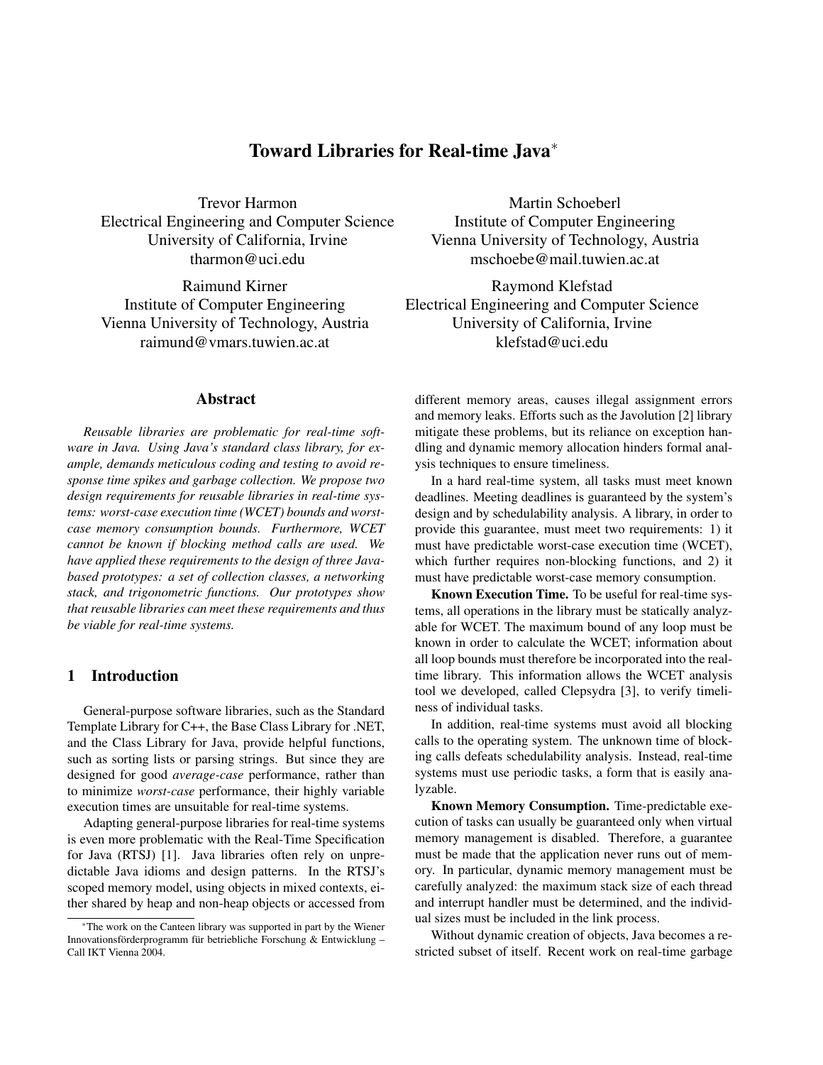# Toward Libraries for Real-time Java*

Trevor Harmon
Electrical Engineering and Computer Science
University of California, Irvine
tharmon@uci.edu

Martin Schoeberl
Institute of Computer Engineering
Vienna University of Technology, Austria
mschoebe@mail.tuwien.ac.at

Raimund Kirner
Institute of Computer Engineering
Vienna University of Technology, Austria
raimund@vmars.tuwien.ac.at

Raymond Klefstad
Electrical Engineering and Computer Science
University of California, Irvine
klefstad@uci.edu

## Abstract

*Reusable libraries are problematic for real-time software in Java. Using Java's standard class library, for example, demands meticulous coding and testing to avoid response time spikes and garbage collection. We propose two design requirements for reusable libraries in real-time systems: worst-case execution time (WCET) bounds and worst-case memory consumption bounds. Furthermore, WCET cannot be known if blocking method calls are used. We have applied these requirements to the design of three Java-based prototypes: a set of collection classes, a networking stack, and trigonometric functions. Our prototypes show that reusable libraries can meet these requirements and thus be viable for real-time systems.*

## 1 Introduction

General-purpose software libraries, such as the Standard Template Library for C++, the Base Class Library for .NET, and the Class Library for Java, provide helpful functions, such as sorting lists or parsing strings. But since they are designed for good *average-case* performance, rather than to minimize *worst-case* performance, their highly variable execution times are unsuitable for real-time systems.

Adapting general-purpose libraries for real-time systems is even more problematic with the Real-Time Specification for Java (RTSJ) [1]. Java libraries often rely on unpredictable Java idioms and design patterns. In the RTSJ's scoped memory model, using objects in mixed contexts, either shared by heap and non-heap objects or accessed from different memory areas, causes illegal assignment errors and memory leaks. Efforts such as the Javolution [2] library mitigate these problems, but its reliance on exception handling and dynamic memory allocation hinders formal analysis techniques to ensure timeliness.

In a hard real-time system, all tasks must meet known deadlines. Meeting deadlines is guaranteed by the system's design and by schedulability analysis. A library, in order to provide this guarantee, must meet two requirements: 1) it must have predictable worst-case execution time (WCET), which further requires non-blocking functions, and 2) it must have predictable worst-case memory consumption.

**Known Execution Time.** To be useful for real-time systems, all operations in the library must be statically analyzable for WCET. The maximum bound of any loop must be known in order to calculate the WCET; information about all loop bounds must therefore be incorporated into the real-time library. This information allows the WCET analysis tool we developed, called Clepsydra [3], to verify timeliness of individual tasks.

In addition, real-time systems must avoid all blocking calls to the operating system. The unknown time of blocking calls defeats schedulability analysis. Instead, real-time systems must use periodic tasks, a form that is easily analyzable.

**Known Memory Consumption.** Time-predictable execution of tasks can usually be guaranteed only when virtual memory management is disabled. Therefore, a guarantee must be made that the application never runs out of memory. In particular, dynamic memory management must be carefully analyzed: the maximum stack size of each thread and interrupt handler must be determined, and the individual sizes must be included in the link process.

Without dynamic creation of objects, Java becomes a restricted subset of itself. Recent work on real-time garbage

*The work on the Canteen library was supported in part by the Wiener Innovationsförderprogramm für betriebliche Forschung & Entwicklung – Call IKT Vienna 2004.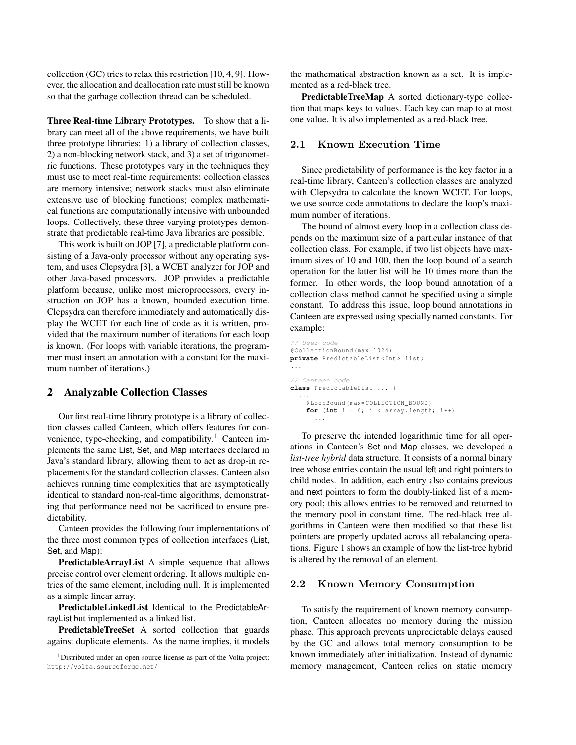collection (GC) tries to relax this restriction [10, 4, 9]. However, the allocation and deallocation rate must still be known so that the garbage collection thread can be scheduled.

**Three Real-time Library Prototypes.** To show that a library can meet all of the above requirements, we have built three prototype libraries: 1) a library of collection classes, 2) a non-blocking network stack, and 3) a set of trigonometric functions. These prototypes vary in the techniques they must use to meet real-time requirements: collection classes are memory intensive; network stacks must also eliminate extensive use of blocking functions; complex mathematical functions are computationally intensive with unbounded loops. Collectively, these three varying prototypes demonstrate that predictable real-time Java libraries are possible.

This work is built on JOP [7], a predictable platform consisting of a Java-only processor without any operating system, and uses Clepsydra [3], a WCET analyzer for JOP and other Java-based processors. JOP provides a predictable platform because, unlike most microprocessors, every instruction on JOP has a known, bounded execution time. Clepsydra can therefore immediately and automatically display the WCET for each line of code as it is written, provided that the maximum number of iterations for each loop is known. (For loops with variable iterations, the programmer must insert an annotation with a constant for the maximum number of iterations.)

## 2 Analyzable Collection Classes

Our first real-time library prototype is a library of collection classes called Canteen, which offers features for convenience, type-checking, and compatibility.[1] Canteen implements the same List, Set, and Map interfaces declared in Java's standard library, allowing them to act as drop-in replacements for the standard collection classes. Canteen also achieves running time complexities that are asymptotically identical to standard non-real-time algorithms, demonstrating that performance need not be sacrificed to ensure predictability.

Canteen provides the following four implementations of the three most common types of collection interfaces (List, Set, and Map):

**PredictableArrayList** A simple sequence that allows precise control over element ordering. It allows multiple entries of the same element, including null. It is implemented as a simple linear array.

**PredictableLinkedList** Identical to the PredictableArrayList but implemented as a linked list.

**PredictableTreeSet** A sorted collection that guards against duplicate elements. As the name implies, it models the mathematical abstraction known as a set. It is implemented as a red-black tree.

**PredictableTreeMap** A sorted dictionary-type collection that maps keys to values. Each key can map to at most one value. It is also implemented as a red-black tree.

### 2.1 Known Execution Time

Since predictability of performance is the key factor in a real-time library, Canteen's collection classes are analyzed with Clepsydra to calculate the known WCET. For loops, we use source code annotations to declare the loop's maximum number of iterations.

The bound of almost every loop in a collection class depends on the maximum size of a particular instance of that collection class. For example, if two list objects have maximum sizes of 10 and 100, then the loop bound of a search operation for the latter list will be 10 times more than the former. In other words, the loop bound annotation of a collection class method cannot be specified using a simple constant. To address this issue, loop bound annotations in Canteen are expressed using specially named constants. For example:

```
// User code
@CollectionBound(max=1024)
private PredictableList<Int> list;
...

// Canteen code
class PredictableList ... {
  ...
    @LoopBound(max=COLLECTION_BOUND)
    for (int i = 0; i < array.length; i++)
      ...
```

To preserve the intended logarithmic time for all operations in Canteen's Set and Map classes, we developed a *list-tree hybrid* data structure. It consists of a normal binary tree whose entries contain the usual left and right pointers to child nodes. In addition, each entry also contains previous and next pointers to form the doubly-linked list of a memory pool; this allows entries to be removed and returned to the memory pool in constant time. The red-black tree algorithms in Canteen were then modified so that these list pointers are properly updated across all rebalancing operations. Figure 1 shows an example of how the list-tree hybrid is altered by the removal of an element.

### 2.2 Known Memory Consumption

To satisfy the requirement of known memory consumption, Canteen allocates no memory during the mission phase. This approach prevents unpredictable delays caused by the GC and allows total memory consumption to be known immediately after initialization. Instead of dynamic memory management, Canteen relies on static memory

[1] Distributed under an open-source license as part of the Volta project: http://volta.sourceforge.net/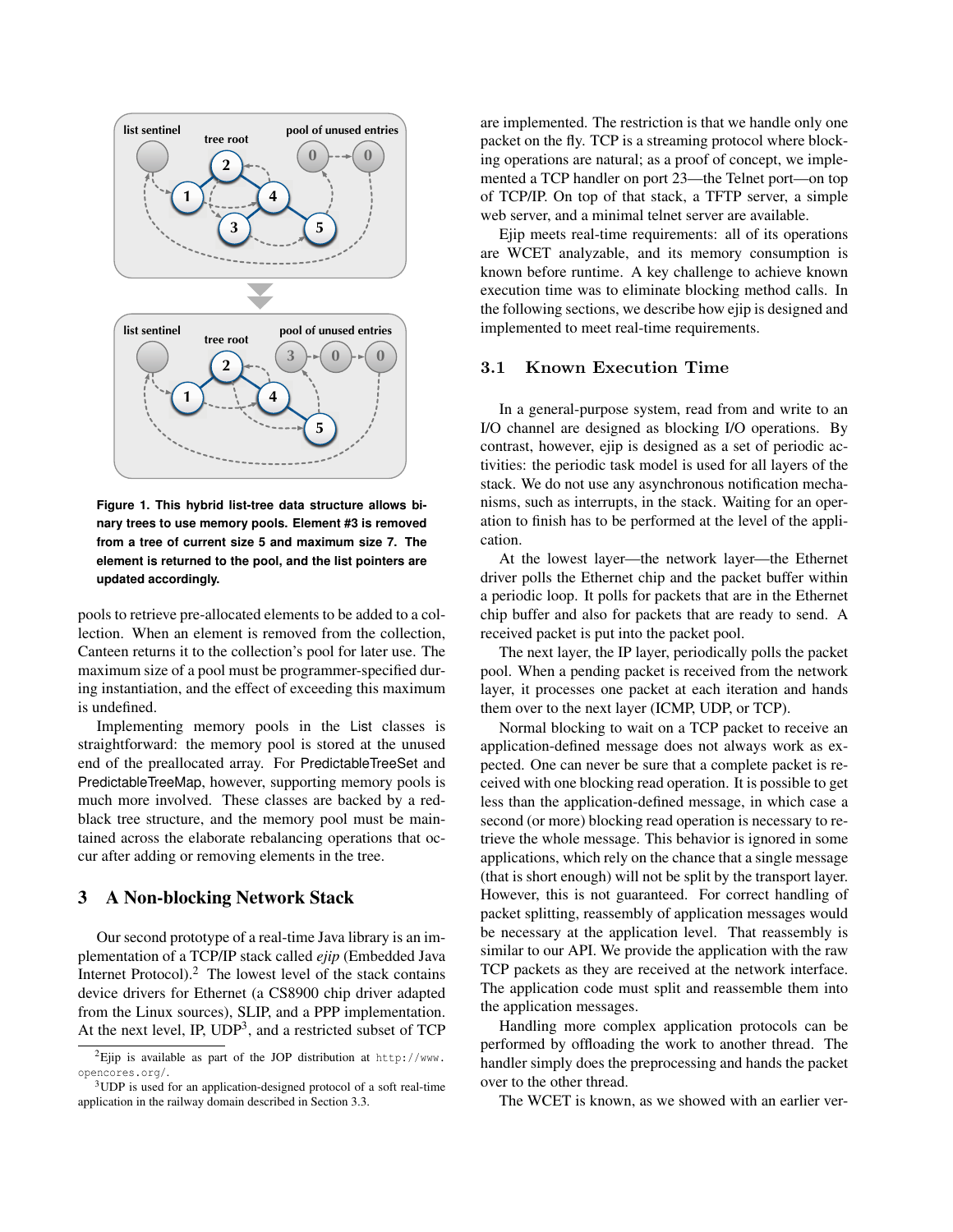list sentinel

tree root

pool of unused entries

list sentinel

tree root

pool of unused entries

**Figure 1. This hybrid list-tree data structure allows binary trees to use memory pools. Element #3 is removed from a tree of current size 5 and maximum size 7. The element is returned to the pool, and the list pointers are updated accordingly.**

pools to retrieve pre-allocated elements to be added to a collection. When an element is removed from the collection, Canteen returns it to the collection's pool for later use. The maximum size of a pool must be programmer-specified during instantiation, and the effect of exceeding this maximum is undefined.

Implementing memory pools in the List classes is straightforward: the memory pool is stored at the unused end of the preallocated array. For PredictableTreeSet and PredictableTreeMap, however, supporting memory pools is much more involved. These classes are backed by a red-black tree structure, and the memory pool must be maintained across the elaborate rebalancing operations that occur after adding or removing elements in the tree.

## 3 A Non-blocking Network Stack

Our second prototype of a real-time Java library is an implementation of a TCP/IP stack called *ejip* (Embedded Java Internet Protocol).[2] The lowest level of the stack contains device drivers for Ethernet (a CS8900 chip driver adapted from the Linux sources), SLIP, and a PPP implementation. At the next level, IP, UDP[3], and a restricted subset of TCP are implemented. The restriction is that we handle only one packet on the fly. TCP is a streaming protocol where blocking operations are natural; as a proof of concept, we implemented a TCP handler on port 23—the Telnet port—on top of TCP/IP. On top of that stack, a TFTP server, a simple web server, and a minimal telnet server are available.

Ejip meets real-time requirements: all of its operations are WCET analyzable, and its memory consumption is known before runtime. A key challenge to achieve known execution time was to eliminate blocking method calls. In the following sections, we describe how ejip is designed and implemented to meet real-time requirements.

### 3.1 Known Execution Time

In a general-purpose system, read from and write to an I/O channel are designed as blocking I/O operations. By contrast, however, ejip is designed as a set of periodic activities: the periodic task model is used for all layers of the stack. We do not use any asynchronous notification mechanisms, such as interrupts, in the stack. Waiting for an operation to finish has to be performed at the level of the application.

At the lowest layer—the network layer—the Ethernet driver polls the Ethernet chip and the packet buffer within a periodic loop. It polls for packets that are in the Ethernet chip buffer and also for packets that are ready to send. A received packet is put into the packet pool.

The next layer, the IP layer, periodically polls the packet pool. When a pending packet is received from the network layer, it processes one packet at each iteration and hands them over to the next layer (ICMP, UDP, or TCP).

Normal blocking to wait on a TCP packet to receive an application-defined message does not always work as expected. One can never be sure that a complete packet is received with one blocking read operation. It is possible to get less than the application-defined message, in which case a second (or more) blocking read operation is necessary to retrieve the whole message. This behavior is ignored in some applications, which rely on the chance that a single message (that is short enough) will not be split by the transport layer. However, this is not guaranteed. For correct handling of packet splitting, reassembly of application messages would be necessary at the application level. That reassembly is similar to our API. We provide the application with the raw TCP packets as they are received at the network interface. The application code must split and reassemble them into the application messages.

Handling more complex application protocols can be performed simply by offloading the work to another thread. The handler simply does the preprocessing and hands the packet over to the other thread.

The WCET is known, as we showed with an earlier ver-

[2] Ejip is available as part of the JOP distribution at http://www.opencores.org/.

[3] UDP is used for an application-designed protocol of a soft real-time application in the railway domain described in Section 3.3.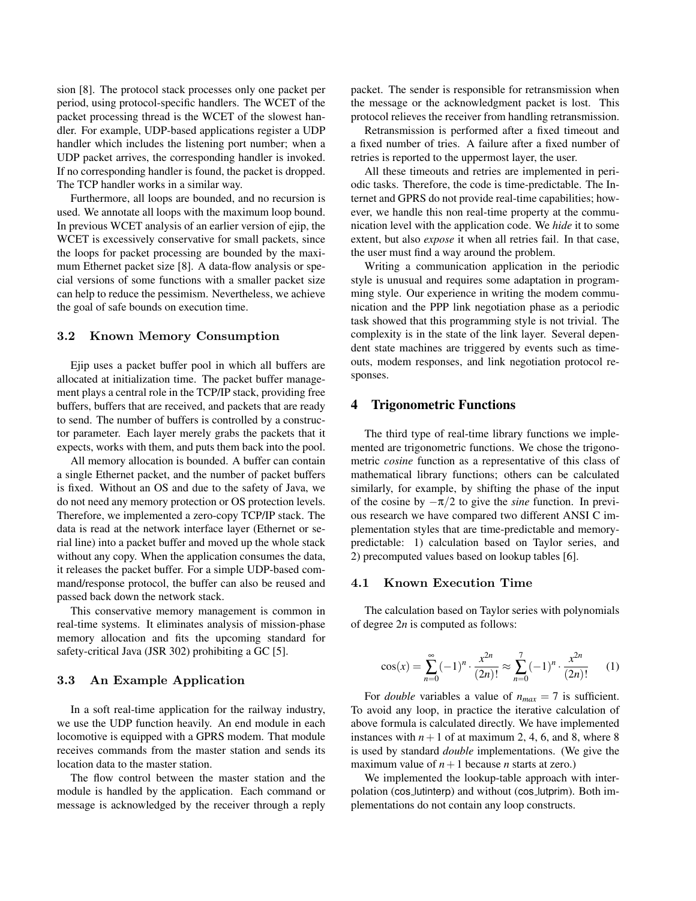sion [8]. The protocol stack processes only one packet per period, using protocol-specific handlers. The WCET of the packet processing thread is the WCET of the slowest handler. For example, UDP-based applications register a UDP handler which includes the listening port number; when a UDP packet arrives, the corresponding handler is invoked. If no corresponding handler is found, the packet is dropped. The TCP handler works in a similar way.

Furthermore, all loops are bounded, and no recursion is used. We annotate all loops with the maximum loop bound. In previous WCET analysis of an earlier version of ejip, the WCET is excessively conservative for small packets, since the loops for packet processing are bounded by the maximum Ethernet packet size [8]. A data-flow analysis or special versions of some functions with a smaller packet size can help to reduce the pessimism. Nevertheless, we achieve the goal of safe bounds on execution time.

### 3.2 Known Memory Consumption

Ejip uses a packet buffer pool in which all buffers are allocated at initialization time. The packet buffer management plays a central role in the TCP/IP stack, providing free buffers, buffers that are received, and packets that are ready to send. The number of buffers is controlled by a constructor parameter. Each layer merely grabs the packets that it expects, works with them, and puts them back into the pool.

All memory allocation is bounded. A buffer can contain a single Ethernet packet, and the number of packet buffers is fixed. Without an OS and due to the safety of Java, we do not need any memory protection or OS protection levels. Therefore, we implemented a zero-copy TCP/IP stack. The data is read at the network interface layer (Ethernet or serial line) into a packet buffer and moved up the whole stack without any copy. When the application consumes the data, it releases the packet buffer. For a simple UDP-based command/response protocol, the buffer can also be reused and passed back down the network stack.

This conservative memory management is common in real-time systems. It eliminates analysis of mission-phase memory allocation and fits the upcoming standard for safety-critical Java (JSR 302) prohibiting a GC [5].

### 3.3 An Example Application

In a soft real-time application for the railway industry, we use the UDP function heavily. An end module in each locomotive is equipped with a GPRS modem. That module receives commands from the master station and sends its location data to the master station.

The flow control between the master station and the module is handled by the application. Each command or message is acknowledged by the receiver through a reply packet. The sender is responsible for retransmission when the message or the acknowledgment packet is lost. This protocol relieves the receiver from handling retransmission.

Retransmission is performed after a fixed timeout and a fixed number of tries. A failure after a fixed number of retries is reported to the uppermost layer, the user.

All these timeouts and retries are implemented in periodic tasks. Therefore, the code is time-predictable. The Internet and GPRS do not provide real-time capabilities; however, we handle this non real-time property at the communication level with the application code. We *hide* it to some extent, but also *expose* it when all retries fail. In that case, the user must find a way around the problem.

Writing a communication application in the periodic style is unusual and requires some adaptation in programming style. Our experience in writing the modem communication and the PPP link negotiation phase as a periodic task showed that this programming style is not trivial. The complexity is in the state of the link layer. Several dependent state machines are triggered by events such as timeouts, modem responses, and link negotiation protocol responses.

## 4 Trigonometric Functions

The third type of real-time library functions we implemented are trigonometric functions. We chose the trigonometric *cosine* function as a representative of this class of mathematical library functions; others can be calculated similarly, for example, by shifting the phase of the input of the cosine by $-\pi/2$ to give the *sine* function. In previous research we have compared two different ANSI C implementation styles that are time-predictable and memory-predictable: 1) calculation based on Taylor series, and 2) precomputed values based on lookup tables [6].

### 4.1 Known Execution Time

The calculation based on Taylor series with polynomials of degree $2n$ is computed as follows:

$$\cos(x) = \sum_{n=0}^{\infty} (-1)^n \cdot \frac{x^{2n}}{(2n)!} \approx \sum_{n=0}^{7} (-1)^n \cdot \frac{x^{2n}}{(2n)!} \quad (1)$$

For *double* variables a value of $n_{max} = 7$ is sufficient. To avoid any loop, in practice the iterative calculation of above formula is calculated directly. We have implemented instances with $n+1$ of at maximum 2, 4, 6, and 8, where 8 is used by standard *double* implementations. (We give the maximum value of $n+1$ because $n$ starts at zero.)

We implemented the lookup-table approach with interpolation (cos_lutinterp) and without (cos_lutprim). Both implementations do not contain any loop constructs.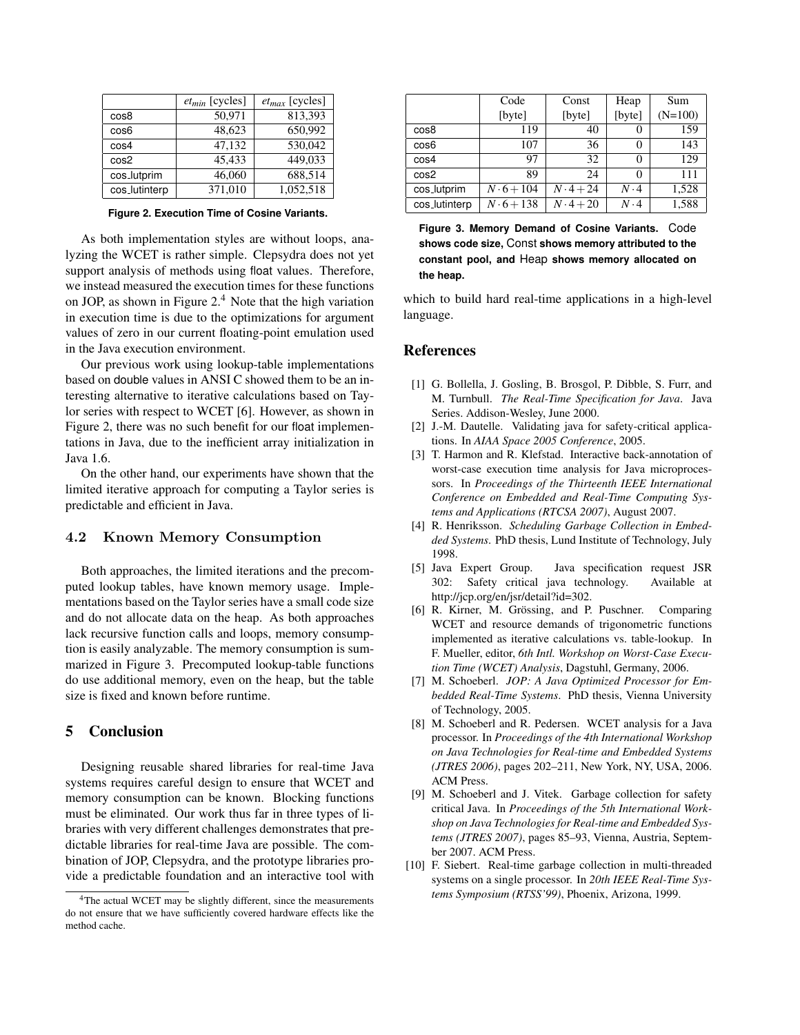|  | $et_{min}$ [cycles] | $et_{max}$ [cycles] |
|---|---|---|
| cos8 | 50,971 | 813,393 |
| cos6 | 48,623 | 650,992 |
| cos4 | 47,132 | 530,042 |
| cos2 | 45,433 | 449,033 |
| cos_lutprim | 46,060 | 688,514 |
| cos_lutinterp | 371,010 | 1,052,518 |

**Figure 2. Execution Time of Cosine Variants.**

As both implementation styles are without loops, analyzing the WCET is rather simple. Clepsydra does not yet support analysis of methods using float values. Therefore, we instead measured the execution times for these functions on JOP, as shown in Figure 2.[4] Note that the high variation in execution time is due to the optimizations for argument values of zero in our current floating-point emulation used in the Java execution environment.

Our previous work using lookup-table implementations based on double values in ANSI C showed them to be an interesting alternative to iterative calculations based on Taylor series with respect to WCET [6]. However, as shown in Figure 2, there was no such benefit for our float implementations in Java, due to the inefficient array initialization in Java 1.6.

On the other hand, our experiments have shown that the limited iterative approach for computing a Taylor series is predictable and efficient in Java.

### 4.2 Known Memory Consumption

Both approaches, the limited iterations and the precomputed lookup tables, have known memory usage. Implementations based on the Taylor series have a small code size and do not allocate data on the heap. As both approaches lack recursive function calls and loops, memory consumption is easily analyzable. The memory consumption is summarized in Figure 3. Precomputed lookup-table functions do use additional memory, even on the heap, but the table size is fixed and known before runtime.

## 5 Conclusion

Designing reusable shared libraries for real-time Java systems requires careful design to ensure that WCET and memory consumption can be known. Blocking functions must be eliminated. Our work thus far in three types of libraries with very different challenges demonstrates that predictable libraries for real-time Java are possible. The combination of JOP, Clepsydra, and the prototype libraries provide a predictable foundation and an interactive tool with which to build hard real-time applications in a high-level language.

[4] The actual WCET may be slightly different, since the measurements do not ensure that we have sufficiently covered hardware effects like the method cache.

|  | Code [byte] | Const [byte] | Heap [byte] | Sum (N=100) |
|---|---|---|---|---|
| cos8 | 119 | 40 | 0 | 159 |
| cos6 | 107 | 36 | 0 | 143 |
| cos4 | 97 | 32 | 0 | 129 |
| cos2 | 89 | 24 | 0 | 111 |
| cos_lutprim | $N \cdot 6 + 104$ | $N \cdot 4 + 24$ | $N \cdot 4$ | 1,528 |
| cos_lutinterp | $N \cdot 6 + 138$ | $N \cdot 4 + 20$ | $N \cdot 4$ | 1,588 |

**Figure 3. Memory Demand of Cosine Variants.** Code **shows code size,** Const **shows memory attributed to the constant pool, and** Heap **shows memory allocated on the heap.**

## References

[1] G. Bollella, J. Gosling, B. Brosgol, P. Dibble, S. Furr, and M. Turnbull. *The Real-Time Specification for Java*. Java Series. Addison-Wesley, June 2000.

[2] J.-M. Dautelle. Validating java for safety-critical applications. In *AIAA Space 2005 Conference*, 2005.

[3] T. Harmon and R. Klefstad. Interactive back-annotation of worst-case execution time analysis for Java microprocessors. In *Proceedings of the Thirteenth IEEE International Conference on Embedded and Real-Time Computing Systems and Applications (RTCSA 2007)*, August 2007.

[4] R. Henriksson. *Scheduling Garbage Collection in Embedded Systems*. PhD thesis, Lund Institute of Technology, July 1998.

[5] Java Expert Group. Java specification request JSR 302: Safety critical java technology. Available at http://jcp.org/en/jsr/detail?id=302.

[6] R. Kirner, M. Grössing, and P. Puschner. Comparing WCET and resource demands of trigonometric functions implemented as iterative calculations vs. table-lookup. In F. Mueller, editor, *6th Intl. Workshop on Worst-Case Execution Time (WCET) Analysis*, Dagstuhl, Germany, 2006.

[7] M. Schoeberl. *JOP: A Java Optimized Processor for Embedded Real-Time Systems*. PhD thesis, Vienna University of Technology, 2005.

[8] M. Schoeberl and R. Pedersen. WCET analysis for a Java processor. In *Proceedings of the 4th International Workshop on Java Technologies for Real-time and Embedded Systems (JTRES 2006)*, pages 202–211, New York, NY, USA, 2006. ACM Press.

[9] M. Schoeberl and J. Vitek. Garbage collection for safety critical Java. In *Proceedings of the 5th International Workshop on Java Technologies for Real-time and Embedded Systems (JTRES 2007)*, pages 85–93, Vienna, Austria, September 2007. ACM Press.

[10] F. Siebert. Real-time garbage collection in multi-threaded systems on a single processor. In *20th IEEE Real-Time Systems Symposium (RTSS'99)*, Phoenix, Arizona, 1999.